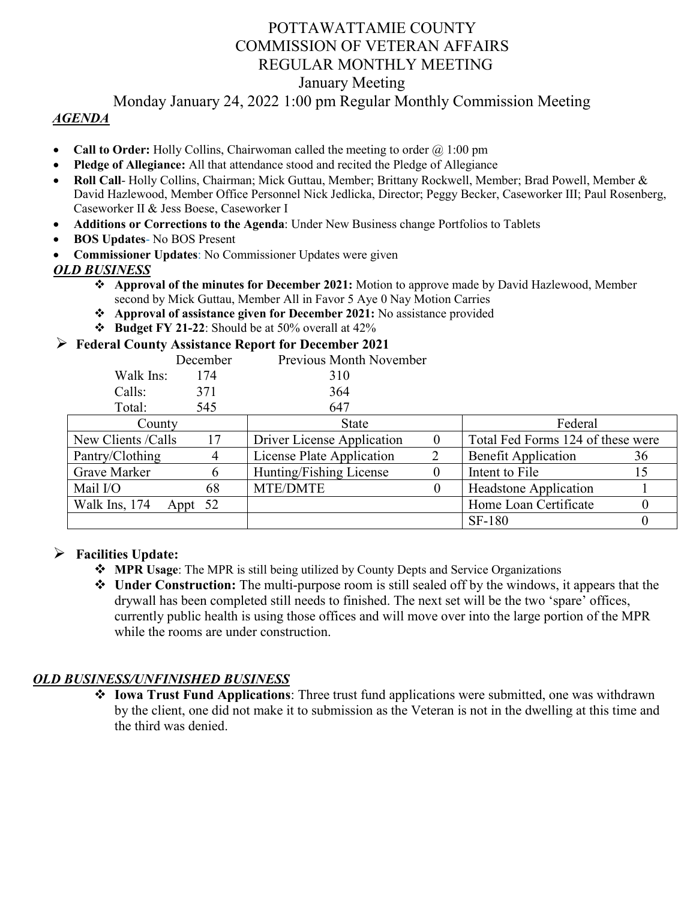# POTTAWATTAMIE COUNTY
# COMMISSION OF VETERAN AFFAIRS
# REGULAR MONTHLY MEETING

## January Meeting

## Monday January 24, 2022 1:00 pm Regular Monthly Commission Meeting

***AGENDA***

- **Call to Order:** Holly Collins, Chairwoman called the meeting to order @ 1:00 pm
- **Pledge of Allegiance:** All that attendance stood and recited the Pledge of Allegiance
- **Roll Call**- Holly Collins, Chairman; Mick Guttau, Member; Brittany Rockwell, Member; Brad Powell, Member & David Hazlewood, Member Office Personnel Nick Jedlicka, Director; Peggy Becker, Caseworker III; Paul Rosenberg, Caseworker II & Jess Boese, Caseworker I
- **Additions or Corrections to the Agenda**: Under New Business change Portfolios to Tablets
- **BOS Updates**- No BOS Present
- **Commissioner Updates**: No Commissioner Updates were given

***OLD BUSINESS***

- **Approval of the minutes for December 2021:** Motion to approve made by David Hazlewood, Member second by Mick Guttau, Member All in Favor 5 Aye 0 Nay Motion Carries
- **Approval of assistance given for December 2021:** No assistance provided
- **Budget FY 21-22**: Should be at 50% overall at 42%

- **Federal County Assistance Report for December 2021**

| | December | Previous Month November |
|---|---|---|
| Walk Ins: | 174 | 310 |
| Calls: | 371 | 364 |
| Total: | 545 | 647 |

| County | | State | | Federal | |
|---|---|---|---|---|---|
| New Clients /Calls | 17 | Driver License Application | 0 | Total Fed Forms 124 of these were | |
| Pantry/Clothing | 4 | License Plate Application | 2 | Benefit Application | 36 |
| Grave Marker | 6 | Hunting/Fishing License | 0 | Intent to File | 15 |
| Mail I/O | 68 | MTE/DMTE | 0 | Headstone Application | 1 |
| Walk Ins, 174 | Appt 52 | | | Home Loan Certificate | 0 |
| | | | | SF-180 | 0 |

- **Facilities Update:**
  - **MPR Usage**: The MPR is still being utilized by County Depts and Service Organizations
  - **Under Construction:** The multi-purpose room is still sealed off by the windows, it appears that the drywall has been completed still needs to finished. The next set will be the two 'spare' offices, currently public health is using those offices and will move over into the large portion of the MPR while the rooms are under construction.

***OLD BUSINESS/UNFINISHED BUSINESS***

- **Iowa Trust Fund Applications**: Three trust fund applications were submitted, one was withdrawn by the client, one did not make it to submission as the Veteran is not in the dwelling at this time and the third was denied.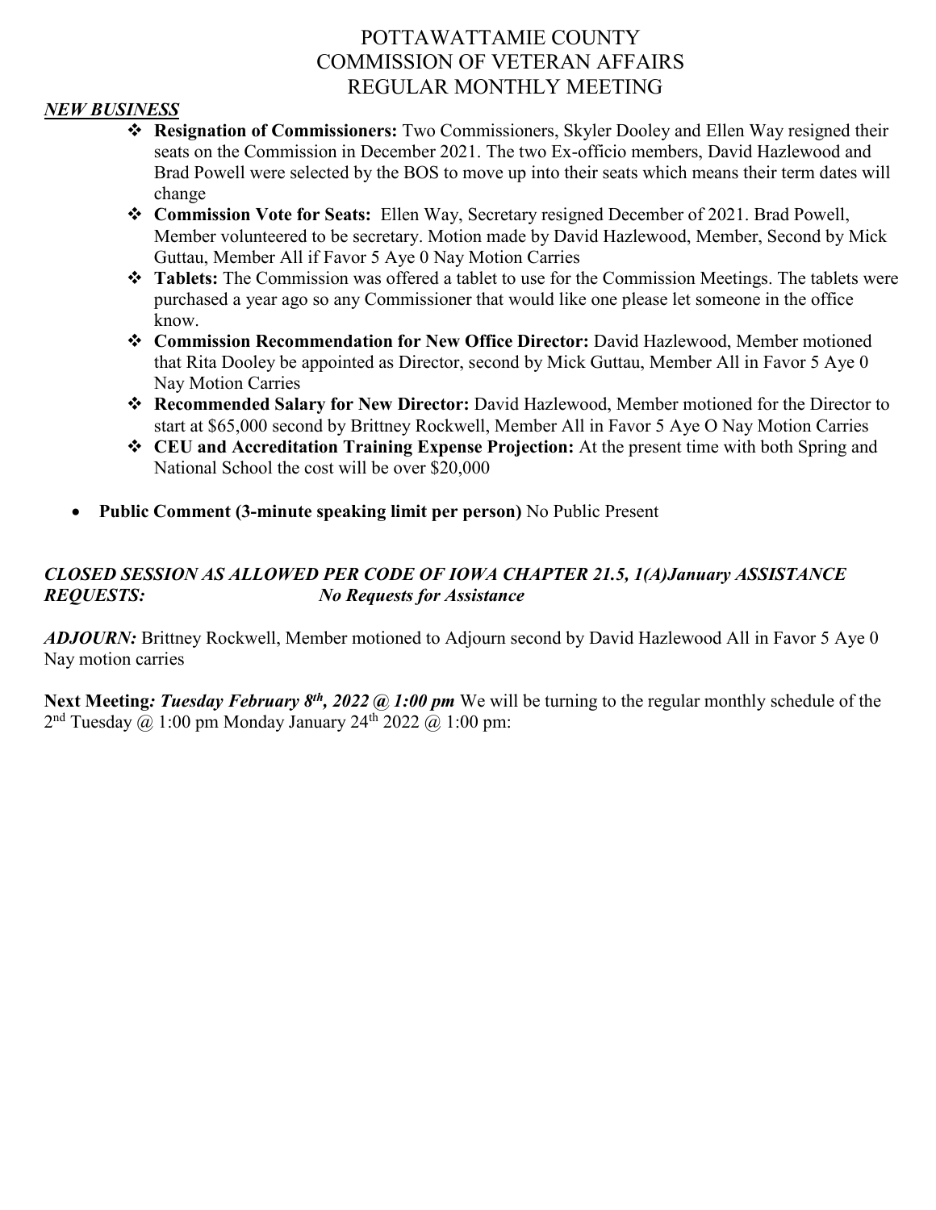# POTTAWATTAMIE COUNTY
# COMMISSION OF VETERAN AFFAIRS
# REGULAR MONTHLY MEETING

***NEW BUSINESS***

- **Resignation of Commissioners:** Two Commissioners, Skyler Dooley and Ellen Way resigned their seats on the Commission in December 2021. The two Ex-officio members, David Hazlewood and Brad Powell were selected by the BOS to move up into their seats which means their term dates will change
- **Commission Vote for Seats:** Ellen Way, Secretary resigned December of 2021. Brad Powell, Member volunteered to be secretary. Motion made by David Hazlewood, Member, Second by Mick Guttau, Member All if Favor 5 Aye 0 Nay Motion Carries
- **Tablets:** The Commission was offered a tablet to use for the Commission Meetings. The tablets were purchased a year ago so any Commissioner that would like one please let someone in the office know.
- **Commission Recommendation for New Office Director:** David Hazlewood, Member motioned that Rita Dooley be appointed as Director, second by Mick Guttau, Member All in Favor 5 Aye 0 Nay Motion Carries
- **Recommended Salary for New Director:** David Hazlewood, Member motioned for the Director to start at $65,000 second by Brittney Rockwell, Member All in Favor 5 Aye O Nay Motion Carries
- **CEU and Accreditation Training Expense Projection:** At the present time with both Spring and National School the cost will be over $20,000

- **Public Comment (3-minute speaking limit per person)** No Public Present

***CLOSED SESSION AS ALLOWED PER CODE OF IOWA CHAPTER 21.5, 1(A)January ASSISTANCE REQUESTS:*** ***No Requests for Assistance***

***ADJOURN:*** Brittney Rockwell, Member motioned to Adjourn second by David Hazlewood All in Favor 5 Aye 0 Nay motion carries

**Next Meeting*: Tuesday February 8th, 2022 @ 1:00 pm*** We will be turning to the regular monthly schedule of the 2nd Tuesday @ 1:00 pm Monday January 24th 2022 @ 1:00 pm: